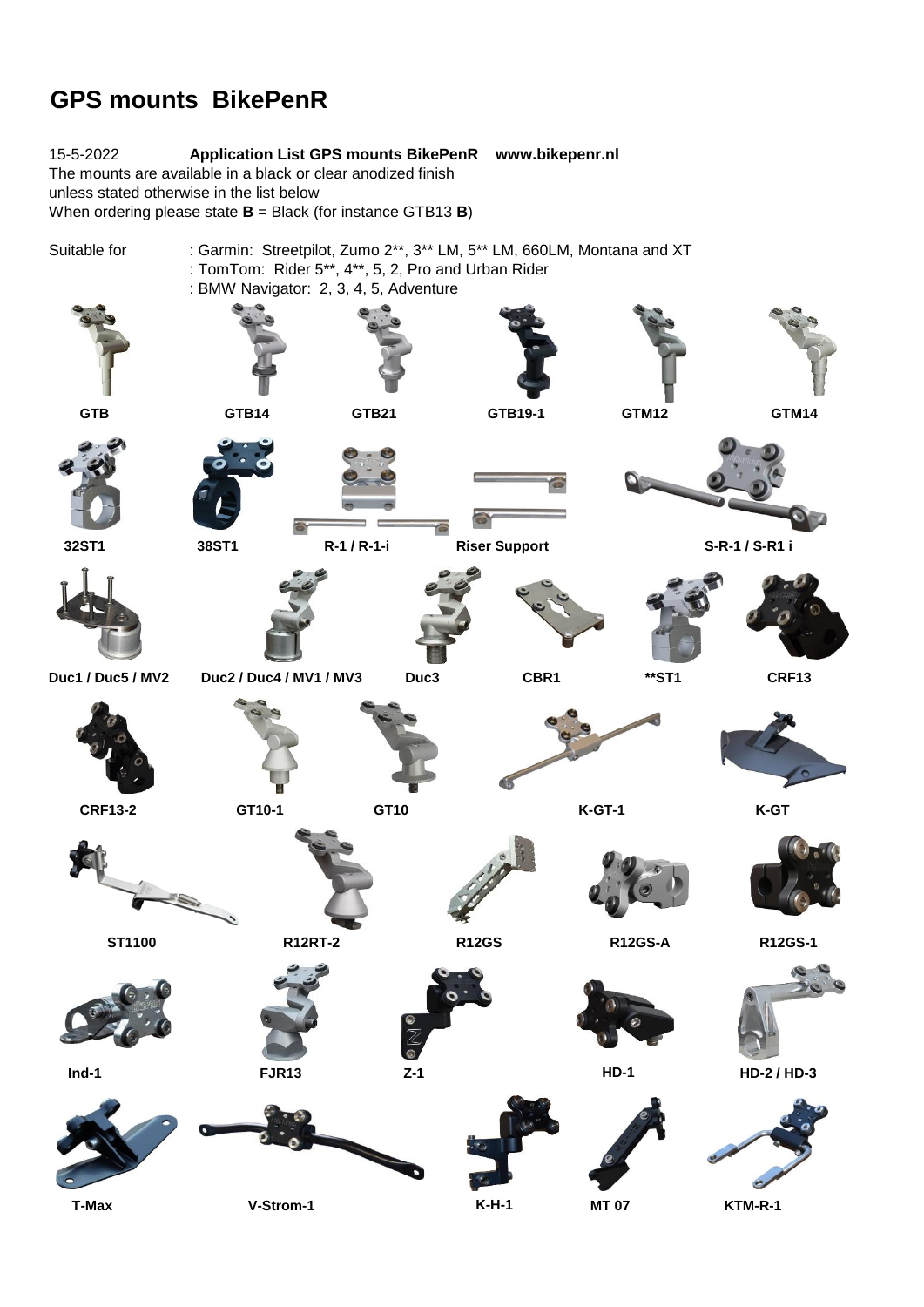# GPS mounts BikePenR

15-5-2022 **Application List GPS mounts BikePenR www.bikepenr.nl**

The mounts are available in a black or clear anodized finish
unless stated otherwise in the list below
When ordering please state **B** = Black (for instance GTB13 **B**)

Suitable for : Garmin: Streetpilot, Zumo 2**, 3** LM, 5** LM, 660LM, Montana and XT
: TomTom: Rider 5**, 4**, 5, 2, Pro and Urban Rider
: BMW Navigator: 2, 3, 4, 5, Adventure

GTB GTB14 GTB21 GTB19-1 GTM12 GTM14

32ST1 38ST1 R-1 / R-1-i Riser Support S-R-1 / S-R1 i

Duc1 / Duc5 / MV2 Duc2 / Duc4 / MV1 / MV3 Duc3 CBR1 **ST1 CRF13

CRF13-2 GT10-1 GT10 K-GT-1 K-GT

ST1100 R12RT-2 R12GS R12GS-A R12GS-1

Ind-1 FJR13 Z-1 HD-1 HD-2 / HD-3

T-Max V-Strom-1 K-H-1 MT 07 KTM-R-1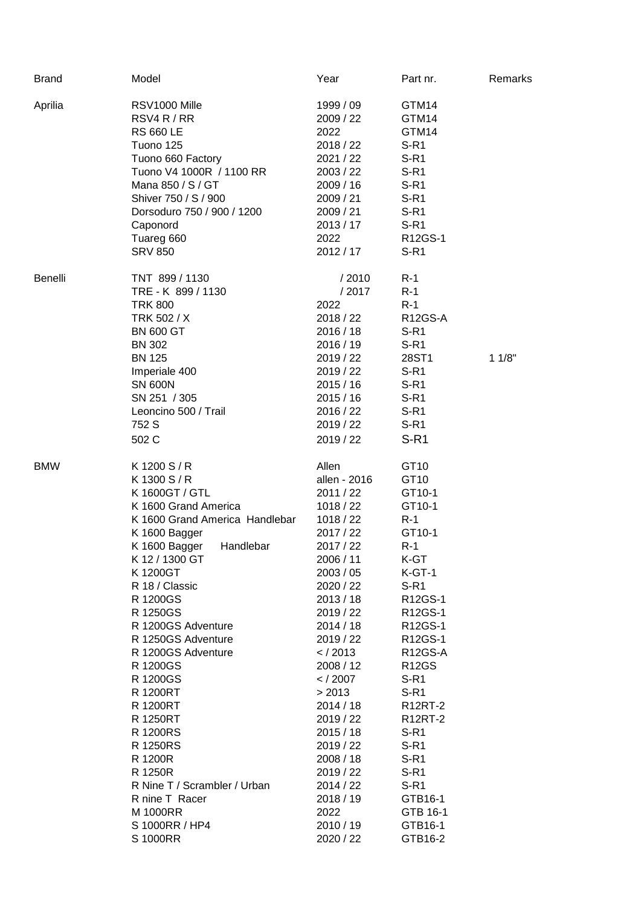| Brand | Model | Year | Part nr. | Remarks |
| --- | --- | --- | --- | --- |
| Aprilia | RSV1000 Mille | 1999 / 09 | GTM14 | |
| | RSV4 R / RR | 2009 / 22 | GTM14 | |
| | RS 660 LE | 2022 | GTM14 | |
| | Tuono 125 | 2018 / 22 | S-R1 | |
| | Tuono 660 Factory | 2021 / 22 | S-R1 | |
| | Tuono V4 1000R / 1100 RR | 2003 / 22 | S-R1 | |
| | Mana 850 / S / GT | 2009 / 16 | S-R1 | |
| | Shiver 750 / S / 900 | 2009 / 21 | S-R1 | |
| | Dorsoduro 750 / 900 / 1200 | 2009 / 21 | S-R1 | |
| | Caponord | 2013 / 17 | S-R1 | |
| | Tuareg 660 | 2022 | R12GS-1 | |
| | SRV 850 | 2012 / 17 | S-R1 | |
| Benelli | TNT 899 / 1130 | / 2010 | R-1 | |
| | TRE - K 899 / 1130 | / 2017 | R-1 | |
| | TRK 800 | 2022 | R-1 | |
| | TRK 502 / X | 2018 / 22 | R12GS-A | |
| | BN 600 GT | 2016 / 18 | S-R1 | |
| | BN 302 | 2016 / 19 | S-R1 | |
| | BN 125 | 2019 / 22 | 28ST1 | 1 1/8" |
| | Imperiale 400 | 2019 / 22 | S-R1 | |
| | SN 600N | 2015 / 16 | S-R1 | |
| | SN 251 / 305 | 2015 / 16 | S-R1 | |
| | Leoncino 500 / Trail | 2016 / 22 | S-R1 | |
| | 752 S | 2019 / 22 | S-R1 | |
| | 502 C | 2019 / 22 | S-R1 | |
| BMW | K 1200 S / R | Allen | GT10 | |
| | K 1300 S / R | allen - 2016 | GT10 | |
| | K 1600GT / GTL | 2011 / 22 | GT10-1 | |
| | K 1600 Grand America | 1018 / 22 | GT10-1 | |
| | K 1600 Grand America Handlebar | 1018 / 22 | R-1 | |
| | K 1600 Bagger | 2017 / 22 | GT10-1 | |
| | K 1600 Bagger Handlebar | 2017 / 22 | R-1 | |
| | K 12 / 1300 GT | 2006 / 11 | K-GT | |
| | K 1200GT | 2003 / 05 | K-GT-1 | |
| | R 18 / Classic | 2020 / 22 | S-R1 | |
| | R 1200GS | 2013 / 18 | R12GS-1 | |
| | R 1250GS | 2019 / 22 | R12GS-1 | |
| | R 1200GS Adventure | 2014 / 18 | R12GS-1 | |
| | R 1250GS Adventure | 2019 / 22 | R12GS-1 | |
| | R 1200GS Adventure | < / 2013 | R12GS-A | |
| | R 1200GS | 2008 / 12 | R12GS | |
| | R 1200GS | < / 2007 | S-R1 | |
| | R 1200RT | > 2013 | S-R1 | |
| | R 1200RT | 2014 / 18 | R12RT-2 | |
| | R 1250RT | 2019 / 22 | R12RT-2 | |
| | R 1200RS | 2015 / 18 | S-R1 | |
| | R 1250RS | 2019 / 22 | S-R1 | |
| | R 1200R | 2008 / 18 | S-R1 | |
| | R 1250R | 2019 / 22 | S-R1 | |
| | R Nine T / Scrambler / Urban | 2014 / 22 | S-R1 | |
| | R nine T Racer | 2018 / 19 | GTB16-1 | |
| | M 1000RR | 2022 | GTB 16-1 | |
| | S 1000RR / HP4 | 2010 / 19 | GTB16-1 | |
| | S 1000RR | 2020 / 22 | GTB16-2 | |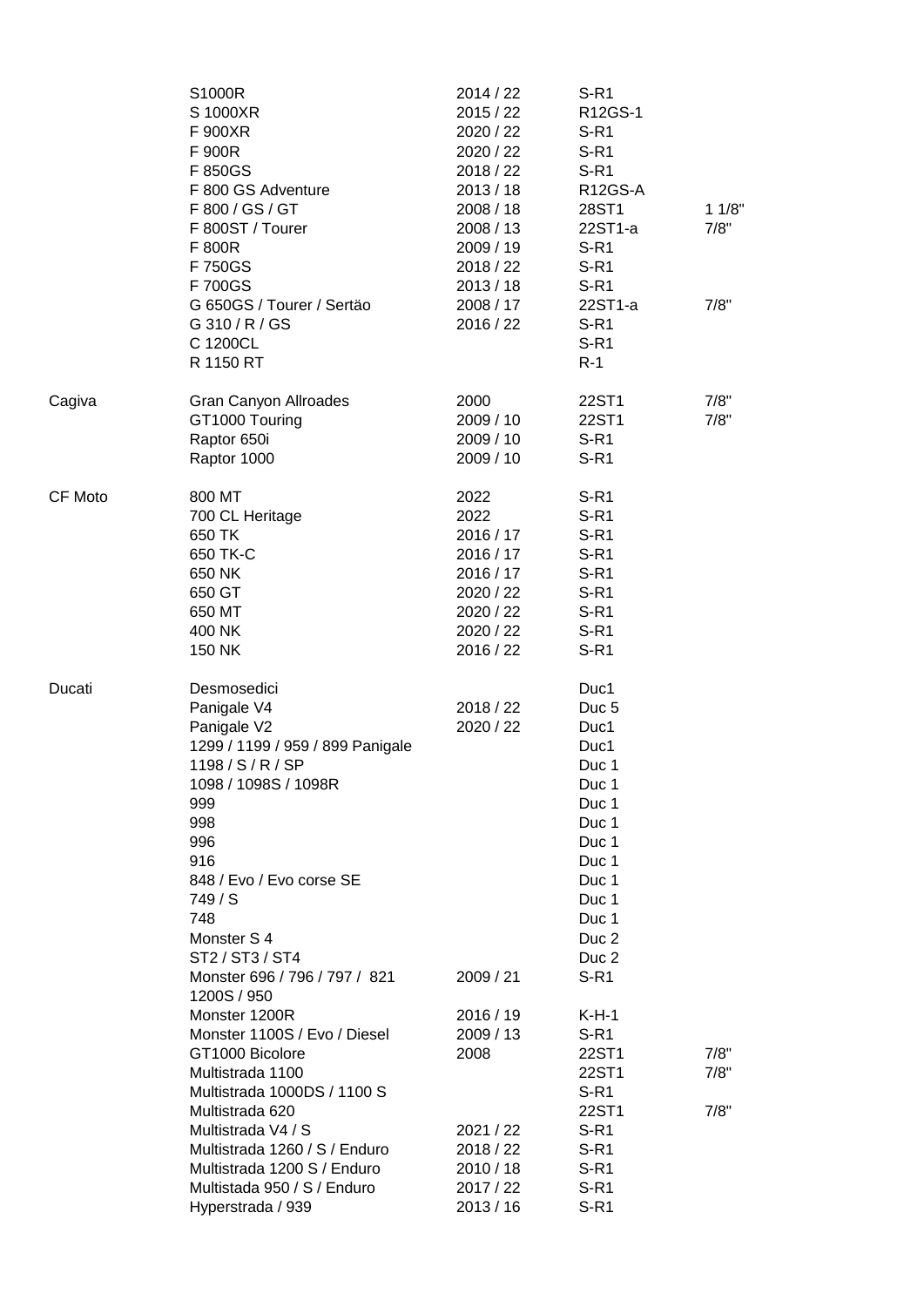| | | | | |
|---|---|---|---|---|
| | S1000R | 2014 / 22 | S-R1 | |
| | S 1000XR | 2015 / 22 | R12GS-1 | |
| | F 900XR | 2020 / 22 | S-R1 | |
| | F 900R | 2020 / 22 | S-R1 | |
| | F 850GS | 2018 / 22 | S-R1 | |
| | F 800 GS Adventure | 2013 / 18 | R12GS-A | |
| | F 800 / GS / GT | 2008 / 18 | 28ST1 | 1 1/8" |
| | F 800ST / Tourer | 2008 / 13 | 22ST1-a | 7/8" |
| | F 800R | 2009 / 19 | S-R1 | |
| | F 750GS | 2018 / 22 | S-R1 | |
| | F 700GS | 2013 / 18 | S-R1 | |
| | G 650GS / Tourer / Sertäo | 2008 / 17 | 22ST1-a | 7/8" |
| | G 310 / R / GS | 2016 / 22 | S-R1 | |
| | C 1200CL | | S-R1 | |
| | R 1150 RT | | R-1 | |
| Cagiva | Gran Canyon Allroades | 2000 | 22ST1 | 7/8" |
| | GT1000 Touring | 2009 / 10 | 22ST1 | 7/8" |
| | Raptor 650i | 2009 / 10 | S-R1 | |
| | Raptor 1000 | 2009 / 10 | S-R1 | |
| CF Moto | 800 MT | 2022 | S-R1 | |
| | 700 CL Heritage | 2022 | S-R1 | |
| | 650 TK | 2016 / 17 | S-R1 | |
| | 650 TK-C | 2016 / 17 | S-R1 | |
| | 650 NK | 2016 / 17 | S-R1 | |
| | 650 GT | 2020 / 22 | S-R1 | |
| | 650 MT | 2020 / 22 | S-R1 | |
| | 400 NK | 2020 / 22 | S-R1 | |
| | 150 NK | 2016 / 22 | S-R1 | |
| Ducati | Desmosedici | | Duc1 | |
| | Panigale V4 | 2018 / 22 | Duc 5 | |
| | Panigale V2 | 2020 / 22 | Duc1 | |
| | 1299 / 1199 / 959 / 899 Panigale | | Duc1 | |
| | 1198 / S / R / SP | | Duc 1 | |
| | 1098 / 1098S / 1098R | | Duc 1 | |
| | 999 | | Duc 1 | |
| | 998 | | Duc 1 | |
| | 996 | | Duc 1 | |
| | 916 | | Duc 1 | |
| | 848 / Evo / Evo corse SE | | Duc 1 | |
| | 749 / S | | Duc 1 | |
| | 748 | | Duc 1 | |
| | Monster S 4 | | Duc 2 | |
| | ST2 / ST3 / ST4 | | Duc 2 | |
| | Monster 696 / 796 / 797 / 821 1200S / 950 | 2009 / 21 | S-R1 | |
| | Monster 1200R | 2016 / 19 | K-H-1 | |
| | Monster 1100S / Evo / Diesel | 2009 / 13 | S-R1 | |
| | GT1000 Bicolore | 2008 | 22ST1 | 7/8" |
| | Multistrada 1100 | | 22ST1 | 7/8" |
| | Multistrada 1000DS / 1100 S | | S-R1 | |
| | Multistrada 620 | | 22ST1 | 7/8" |
| | Multistrada V4 / S | 2021 / 22 | S-R1 | |
| | Multistrada 1260 / S / Enduro | 2018 / 22 | S-R1 | |
| | Multistrada 1200 S / Enduro | 2010 / 18 | S-R1 | |
| | Multistada 950 / S / Enduro | 2017 / 22 | S-R1 | |
| | Hyperstrada / 939 | 2013 / 16 | S-R1 | |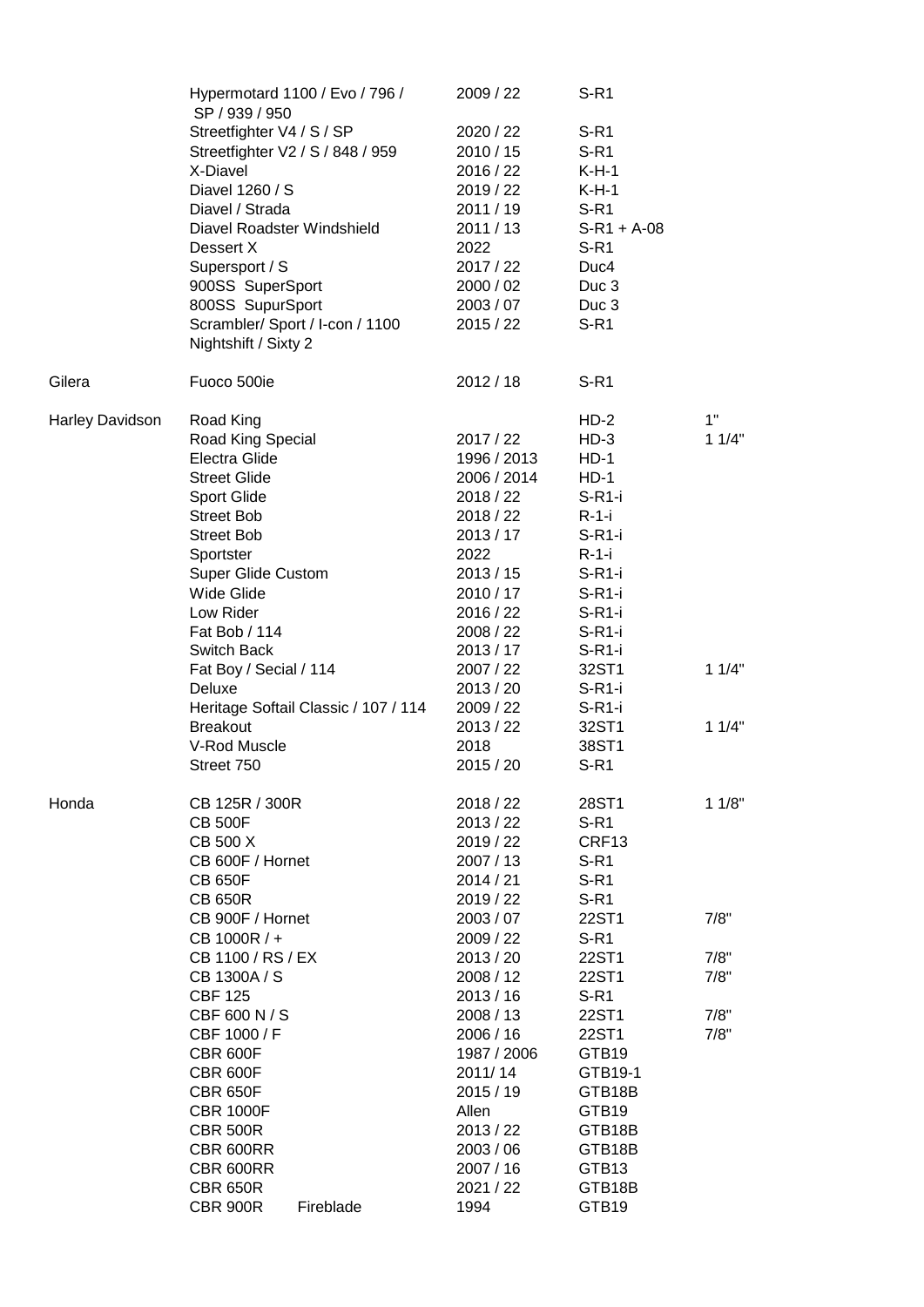| | | | | |
|---|---|---|---|---|
| | Hypermotard 1100 / Evo / 796 / SP / 939 / 950 | 2009 / 22 | S-R1 | |
| | Streetfighter V4 / S / SP | 2020 / 22 | S-R1 | |
| | Streetfighter V2 / S / 848 / 959 | 2010 / 15 | S-R1 | |
| | X-Diavel | 2016 / 22 | K-H-1 | |
| | Diavel 1260 / S | 2019 / 22 | K-H-1 | |
| | Diavel / Strada | 2011 / 19 | S-R1 | |
| | Diavel Roadster Windshield | 2011 / 13 | S-R1 + A-08 | |
| | Dessert X | 2022 | S-R1 | |
| | Supersport / S | 2017 / 22 | Duc4 | |
| | 900SS SuperSport | 2000 / 02 | Duc 3 | |
| | 800SS SupurSport | 2003 / 07 | Duc 3 | |
| | Scrambler/ Sport / I-con / 1100 Nightshift / Sixty 2 | 2015 / 22 | S-R1 | |
| | | | | |
| Gilera | Fuoco 500ie | 2012 / 18 | S-R1 | |
| | | | | |
| Harley Davidson | Road King | | HD-2 | 1" |
| | Road King Special | 2017 / 22 | HD-3 | 1 1/4" |
| | Electra Glide | 1996 / 2013 | HD-1 | |
| | Street Glide | 2006 / 2014 | HD-1 | |
| | Sport Glide | 2018 / 22 | S-R1-i | |
| | Street Bob | 2018 / 22 | R-1-i | |
| | Street Bob | 2013 / 17 | S-R1-i | |
| | Sportster | 2022 | R-1-i | |
| | Super Glide Custom | 2013 / 15 | S-R1-i | |
| | Wide Glide | 2010 / 17 | S-R1-i | |
| | Low Rider | 2016 / 22 | S-R1-i | |
| | Fat Bob / 114 | 2008 / 22 | S-R1-i | |
| | Switch Back | 2013 / 17 | S-R1-i | |
| | Fat Boy / Secial / 114 | 2007 / 22 | 32ST1 | 1 1/4" |
| | Deluxe | 2013 / 20 | S-R1-i | |
| | Heritage Softail Classic / 107 / 114 | 2009 / 22 | S-R1-i | |
| | Breakout | 2013 / 22 | 32ST1 | 1 1/4" |
| | V-Rod Muscle | 2018 | 38ST1 | |
| | Street 750 | 2015 / 20 | S-R1 | |
| | | | | |
| Honda | CB 125R / 300R | 2018 / 22 | 28ST1 | 1 1/8" |
| | CB 500F | 2013 / 22 | S-R1 | |
| | CB 500 X | 2019 / 22 | CRF13 | |
| | CB 600F / Hornet | 2007 / 13 | S-R1 | |
| | CB 650F | 2014 / 21 | S-R1 | |
| | CB 650R | 2019 / 22 | S-R1 | |
| | CB 900F / Hornet | 2003 / 07 | 22ST1 | 7/8" |
| | CB 1000R / + | 2009 / 22 | S-R1 | |
| | CB 1100 / RS / EX | 2013 / 20 | 22ST1 | 7/8" |
| | CB 1300A / S | 2008 / 12 | 22ST1 | 7/8" |
| | CBF 125 | 2013 / 16 | S-R1 | |
| | CBF 600 N / S | 2008 / 13 | 22ST1 | 7/8" |
| | CBF 1000 / F | 2006 / 16 | 22ST1 | 7/8" |
| | CBR 600F | 1987 / 2006 | GTB19 | |
| | CBR 600F | 2011/ 14 | GTB19-1 | |
| | CBR 650F | 2015 / 19 | GTB18B | |
| | CBR 1000F | Allen | GTB19 | |
| | CBR 500R | 2013 / 22 | GTB18B | |
| | CBR 600RR | 2003 / 06 | GTB18B | |
| | CBR 600RR | 2007 / 16 | GTB13 | |
| | CBR 650R | 2021 / 22 | GTB18B | |
| | CBR 900R Fireblade | 1994 | GTB19 | |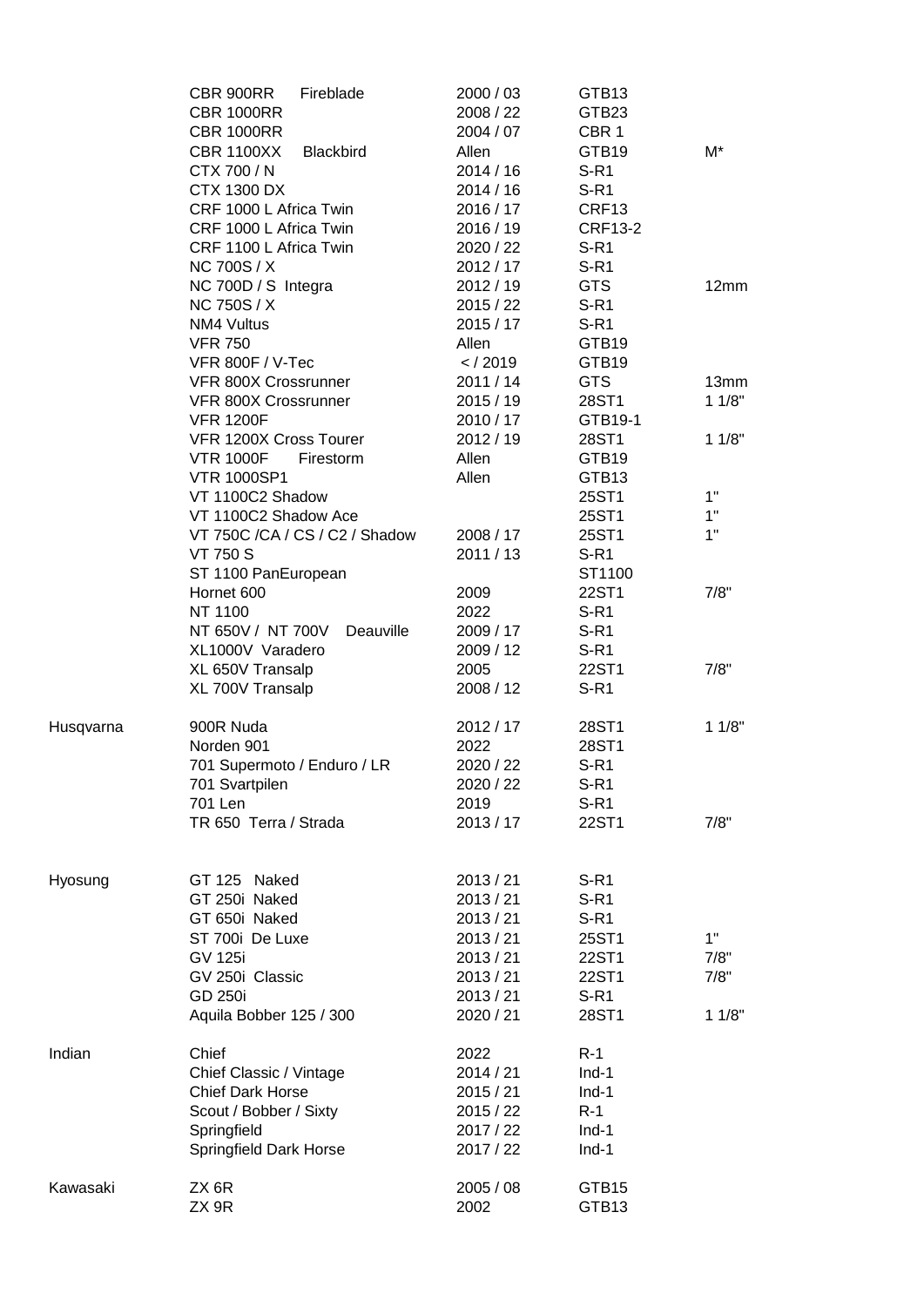| | | | | |
|---|---|---|---|---|
| | CBR 900RR Fireblade | 2000 / 03 | GTB13 | |
| | CBR 1000RR | 2008 / 22 | GTB23 | |
| | CBR 1000RR | 2004 / 07 | CBR 1 | |
| | CBR 1100XX Blackbird | Allen | GTB19 | M* |
| | CTX 700 / N | 2014 / 16 | S-R1 | |
| | CTX 1300 DX | 2014 / 16 | S-R1 | |
| | CRF 1000 L Africa Twin | 2016 / 17 | CRF13 | |
| | CRF 1000 L Africa Twin | 2016 / 19 | CRF13-2 | |
| | CRF 1100 L Africa Twin | 2020 / 22 | S-R1 | |
| | NC 700S / X | 2012 / 17 | S-R1 | |
| | NC 700D / S Integra | 2012 / 19 | GTS | 12mm |
| | NC 750S / X | 2015 / 22 | S-R1 | |
| | NM4 Vultus | 2015 / 17 | S-R1 | |
| | VFR 750 | Allen | GTB19 | |
| | VFR 800F / V-Tec | < / 2019 | GTB19 | |
| | VFR 800X Crossrunner | 2011 / 14 | GTS | 13mm |
| | VFR 800X Crossrunner | 2015 / 19 | 28ST1 | 1 1/8" |
| | VFR 1200F | 2010 / 17 | GTB19-1 | |
| | VFR 1200X Cross Tourer | 2012 / 19 | 28ST1 | 1 1/8" |
| | VTR 1000F Firestorm | Allen | GTB19 | |
| | VTR 1000SP1 | Allen | GTB13 | |
| | VT 1100C2 Shadow | | 25ST1 | 1" |
| | VT 1100C2 Shadow Ace | | 25ST1 | 1" |
| | VT 750C /CA / CS / C2 / Shadow | 2008 / 17 | 25ST1 | 1" |
| | VT 750 S | 2011 / 13 | S-R1 | |
| | ST 1100 PanEuropean | | ST1100 | |
| | Hornet 600 | 2009 | 22ST1 | 7/8" |
| | NT 1100 | 2022 | S-R1 | |
| | NT 650V / NT 700V Deauville | 2009 / 17 | S-R1 | |
| | XL1000V Varadero | 2009 / 12 | S-R1 | |
| | XL 650V Transalp | 2005 | 22ST1 | 7/8" |
| | XL 700V Transalp | 2008 / 12 | S-R1 | |
| Husqvarna | 900R Nuda | 2012 / 17 | 28ST1 | 1 1/8" |
| | Norden 901 | 2022 | 28ST1 | |
| | 701 Supermoto / Enduro / LR | 2020 / 22 | S-R1 | |
| | 701 Svartpilen | 2020 / 22 | S-R1 | |
| | 701 Len | 2019 | S-R1 | |
| | TR 650 Terra / Strada | 2013 / 17 | 22ST1 | 7/8" |
| Hyosung | GT 125 Naked | 2013 / 21 | S-R1 | |
| | GT 250i Naked | 2013 / 21 | S-R1 | |
| | GT 650i Naked | 2013 / 21 | S-R1 | |
| | ST 700i De Luxe | 2013 / 21 | 25ST1 | 1" |
| | GV 125i | 2013 / 21 | 22ST1 | 7/8" |
| | GV 250i Classic | 2013 / 21 | 22ST1 | 7/8" |
| | GD 250i | 2013 / 21 | S-R1 | |
| | Aquila Bobber 125 / 300 | 2020 / 21 | 28ST1 | 1 1/8" |
| Indian | Chief | 2022 | R-1 | |
| | Chief Classic / Vintage | 2014 / 21 | Ind-1 | |
| | Chief Dark Horse | 2015 / 21 | Ind-1 | |
| | Scout / Bobber / Sixty | 2015 / 22 | R-1 | |
| | Springfield | 2017 / 22 | Ind-1 | |
| | Springfield Dark Horse | 2017 / 22 | Ind-1 | |
| Kawasaki | ZX 6R | 2005 / 08 | GTB15 | |
| | ZX 9R | 2002 | GTB13 | |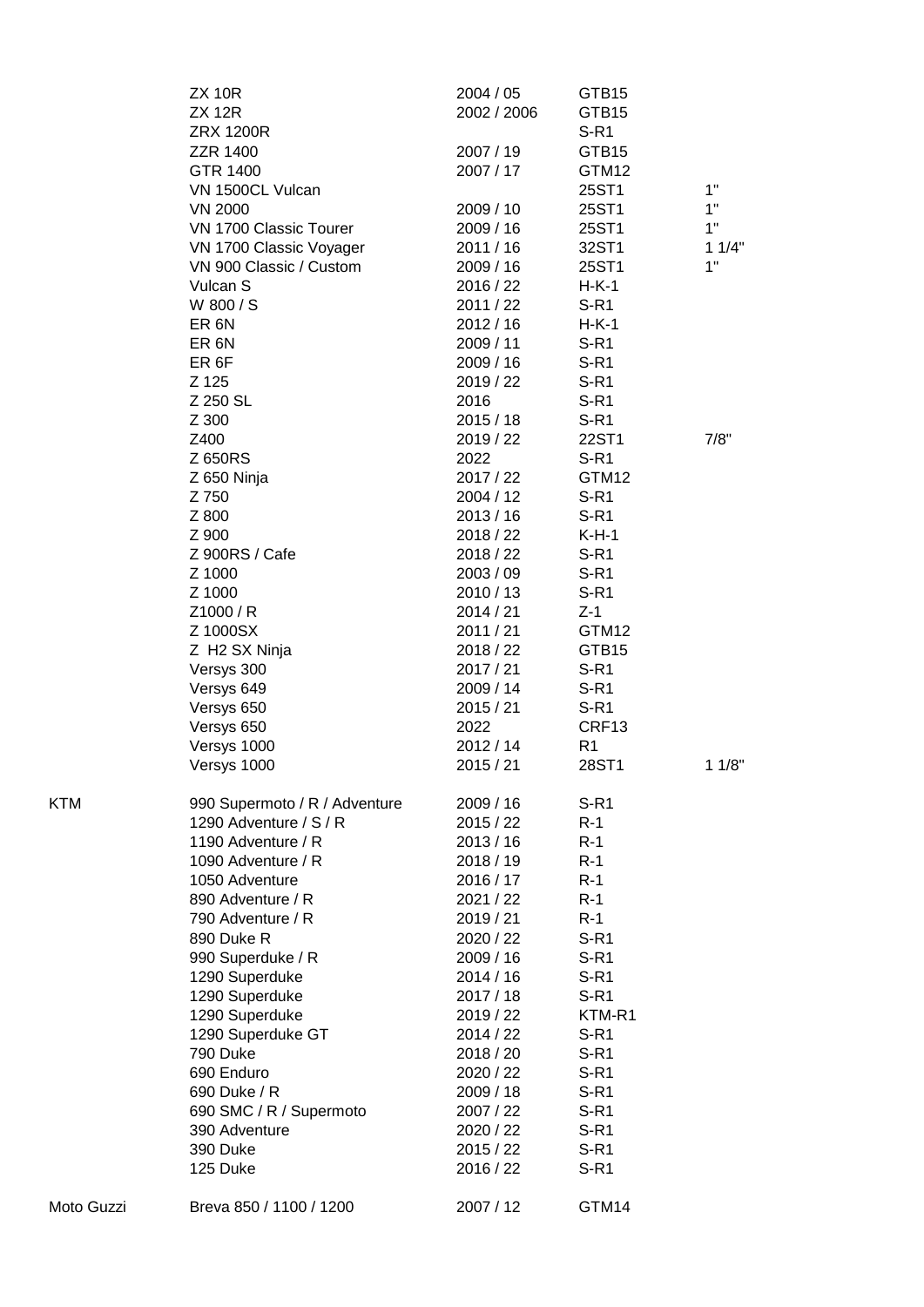| | | | | |
|---|---|---|---|---|
| | ZX 10R | 2004 / 05 | GTB15 | |
| | ZX 12R | 2002 / 2006 | GTB15 | |
| | ZRX 1200R | | S-R1 | |
| | ZZR 1400 | 2007 / 19 | GTB15 | |
| | GTR 1400 | 2007 / 17 | GTM12 | |
| | VN 1500CL Vulcan | | 25ST1 | 1" |
| | VN 2000 | 2009 / 10 | 25ST1 | 1" |
| | VN 1700 Classic Tourer | 2009 / 16 | 25ST1 | 1" |
| | VN 1700 Classic Voyager | 2011 / 16 | 32ST1 | 1 1/4" |
| | VN 900 Classic / Custom | 2009 / 16 | 25ST1 | 1" |
| | Vulcan S | 2016 / 22 | H-K-1 | |
| | W 800 / S | 2011 / 22 | S-R1 | |
| | ER 6N | 2012 / 16 | H-K-1 | |
| | ER 6N | 2009 / 11 | S-R1 | |
| | ER 6F | 2009 / 16 | S-R1 | |
| | Z 125 | 2019 / 22 | S-R1 | |
| | Z 250 SL | 2016 | S-R1 | |
| | Z 300 | 2015 / 18 | S-R1 | |
| | Z400 | 2019 / 22 | 22ST1 | 7/8" |
| | Z 650RS | 2022 | S-R1 | |
| | Z 650 Ninja | 2017 / 22 | GTM12 | |
| | Z 750 | 2004 / 12 | S-R1 | |
| | Z 800 | 2013 / 16 | S-R1 | |
| | Z 900 | 2018 / 22 | K-H-1 | |
| | Z 900RS / Cafe | 2018 / 22 | S-R1 | |
| | Z 1000 | 2003 / 09 | S-R1 | |
| | Z 1000 | 2010 / 13 | S-R1 | |
| | Z1000 / R | 2014 / 21 | Z-1 | |
| | Z 1000SX | 2011 / 21 | GTM12 | |
| | Z H2 SX Ninja | 2018 / 22 | GTB15 | |
| | Versys 300 | 2017 / 21 | S-R1 | |
| | Versys 649 | 2009 / 14 | S-R1 | |
| | Versys 650 | 2015 / 21 | S-R1 | |
| | Versys 650 | 2022 | CRF13 | |
| | Versys 1000 | 2012 / 14 | R1 | |
| | Versys 1000 | 2015 / 21 | 28ST1 | 1 1/8" |
| KTM | 990 Supermoto / R / Adventure | 2009 / 16 | S-R1 | |
| | 1290 Adventure / S / R | 2015 / 22 | R-1 | |
| | 1190 Adventure / R | 2013 / 16 | R-1 | |
| | 1090 Adventure / R | 2018 / 19 | R-1 | |
| | 1050 Adventure | 2016 / 17 | R-1 | |
| | 890 Adventure / R | 2021 / 22 | R-1 | |
| | 790 Adventure / R | 2019 / 21 | R-1 | |
| | 890 Duke R | 2020 / 22 | S-R1 | |
| | 990 Superduke / R | 2009 / 16 | S-R1 | |
| | 1290 Superduke | 2014 / 16 | S-R1 | |
| | 1290 Superduke | 2017 / 18 | S-R1 | |
| | 1290 Superduke | 2019 / 22 | KTM-R1 | |
| | 1290 Superduke GT | 2014 / 22 | S-R1 | |
| | 790 Duke | 2018 / 20 | S-R1 | |
| | 690 Enduro | 2020 / 22 | S-R1 | |
| | 690 Duke / R | 2009 / 18 | S-R1 | |
| | 690 SMC / R / Supermoto | 2007 / 22 | S-R1 | |
| | 390 Adventure | 2020 / 22 | S-R1 | |
| | 390 Duke | 2015 / 22 | S-R1 | |
| | 125 Duke | 2016 / 22 | S-R1 | |
| Moto Guzzi | Breva 850 / 1100 / 1200 | 2007 / 12 | GTM14 | |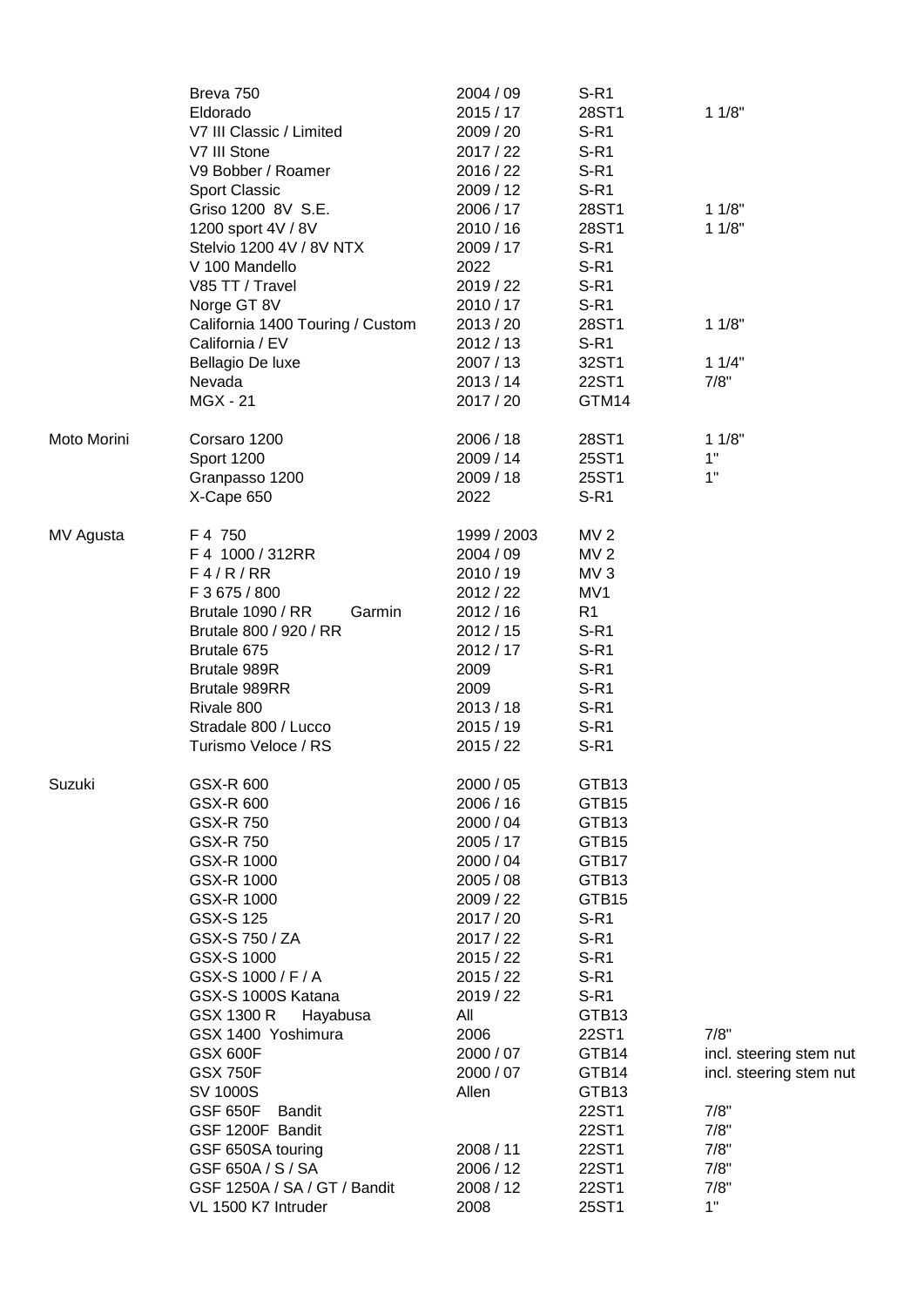| | | | | |
|---|---|---|---|---|
| | Breva 750 | 2004 / 09 | S-R1 | |
| | Eldorado | 2015 / 17 | 28ST1 | 1 1/8" |
| | V7 III Classic / Limited | 2009 / 20 | S-R1 | |
| | V7 III Stone | 2017 / 22 | S-R1 | |
| | V9 Bobber / Roamer | 2016 / 22 | S-R1 | |
| | Sport Classic | 2009 / 12 | S-R1 | |
| | Griso 1200 8V S.E. | 2006 / 17 | 28ST1 | 1 1/8" |
| | 1200 sport 4V / 8V | 2010 / 16 | 28ST1 | 1 1/8" |
| | Stelvio 1200 4V / 8V NTX | 2009 / 17 | S-R1 | |
| | V 100 Mandello | 2022 | S-R1 | |
| | V85 TT / Travel | 2019 / 22 | S-R1 | |
| | Norge GT 8V | 2010 / 17 | S-R1 | |
| | California 1400 Touring / Custom | 2013 / 20 | 28ST1 | 1 1/8" |
| | California / EV | 2012 / 13 | S-R1 | |
| | Bellagio De luxe | 2007 / 13 | 32ST1 | 1 1/4" |
| | Nevada | 2013 / 14 | 22ST1 | 7/8" |
| | MGX - 21 | 2017 / 20 | GTM14 | |
| | | | | |
| Moto Morini | Corsaro 1200 | 2006 / 18 | 28ST1 | 1 1/8" |
| | Sport 1200 | 2009 / 14 | 25ST1 | 1" |
| | Granpasso 1200 | 2009 / 18 | 25ST1 | 1" |
| | X-Cape 650 | 2022 | S-R1 | |
| | | | | |
| MV Agusta | F 4 750 | 1999 / 2003 | MV 2 | |
| | F 4 1000 / 312RR | 2004 / 09 | MV 2 | |
| | F 4 / R / RR | 2010 / 19 | MV 3 | |
| | F 3 675 / 800 | 2012 / 22 | MV1 | |
| | Brutale 1090 / RR Garmin | 2012 / 16 | R1 | |
| | Brutale 800 / 920 / RR | 2012 / 15 | S-R1 | |
| | Brutale 675 | 2012 / 17 | S-R1 | |
| | Brutale 989R | 2009 | S-R1 | |
| | Brutale 989RR | 2009 | S-R1 | |
| | Rivale 800 | 2013 / 18 | S-R1 | |
| | Stradale 800 / Lucco | 2015 / 19 | S-R1 | |
| | Turismo Veloce / RS | 2015 / 22 | S-R1 | |
| | | | | |
| Suzuki | GSX-R 600 | 2000 / 05 | GTB13 | |
| | GSX-R 600 | 2006 / 16 | GTB15 | |
| | GSX-R 750 | 2000 / 04 | GTB13 | |
| | GSX-R 750 | 2005 / 17 | GTB15 | |
| | GSX-R 1000 | 2000 / 04 | GTB17 | |
| | GSX-R 1000 | 2005 / 08 | GTB13 | |
| | GSX-R 1000 | 2009 / 22 | GTB15 | |
| | GSX-S 125 | 2017 / 20 | S-R1 | |
| | GSX-S 750 / ZA | 2017 / 22 | S-R1 | |
| | GSX-S 1000 | 2015 / 22 | S-R1 | |
| | GSX-S 1000 / F / A | 2015 / 22 | S-R1 | |
| | GSX-S 1000S Katana | 2019 / 22 | S-R1 | |
| | GSX 1300 R Hayabusa | All | GTB13 | |
| | GSX 1400 Yoshimura | 2006 | 22ST1 | 7/8" |
| | GSX 600F | 2000 / 07 | GTB14 | incl. steering stem nut |
| | GSX 750F | 2000 / 07 | GTB14 | incl. steering stem nut |
| | SV 1000S | Allen | GTB13 | |
| | GSF 650F Bandit | | 22ST1 | 7/8" |
| | GSF 1200F Bandit | | 22ST1 | 7/8" |
| | GSF 650SA touring | 2008 / 11 | 22ST1 | 7/8" |
| | GSF 650A / S / SA | 2006 / 12 | 22ST1 | 7/8" |
| | GSF 1250A / SA / GT / Bandit | 2008 / 12 | 22ST1 | 7/8" |
| | VL 1500 K7 Intruder | 2008 | 25ST1 | 1" |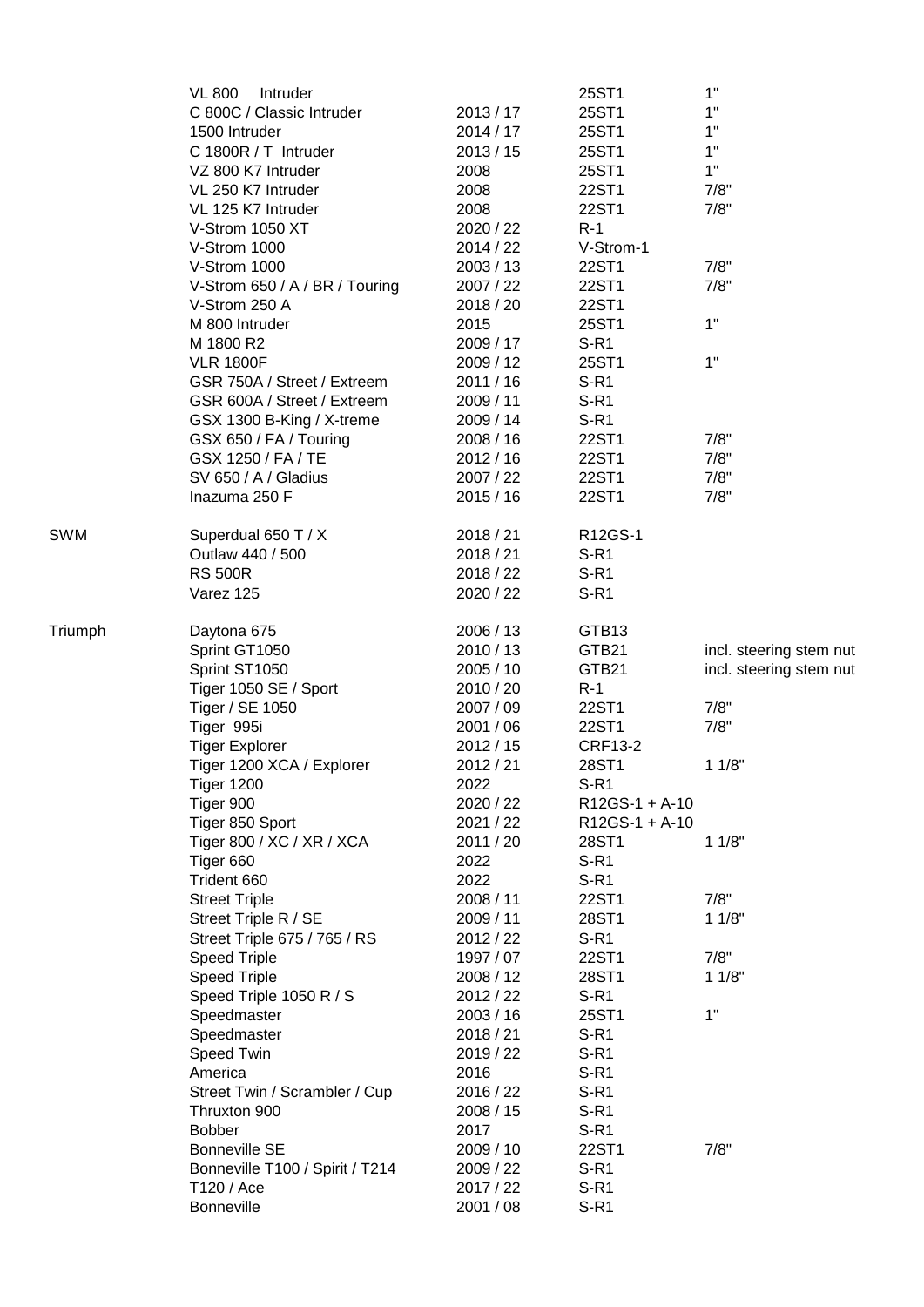| | | | | |
|---|---|---|---|---|
| | VL 800 Intruder | | 25ST1 | 1" |
| | C 800C / Classic Intruder | 2013 / 17 | 25ST1 | 1" |
| | 1500 Intruder | 2014 / 17 | 25ST1 | 1" |
| | C 1800R / T Intruder | 2013 / 15 | 25ST1 | 1" |
| | VZ 800 K7 Intruder | 2008 | 25ST1 | 1" |
| | VL 250 K7 Intruder | 2008 | 22ST1 | 7/8" |
| | VL 125 K7 Intruder | 2008 | 22ST1 | 7/8" |
| | V-Strom 1050 XT | 2020 / 22 | R-1 | |
| | V-Strom 1000 | 2014 / 22 | V-Strom-1 | |
| | V-Strom 1000 | 2003 / 13 | 22ST1 | 7/8" |
| | V-Strom 650 / A / BR / Touring | 2007 / 22 | 22ST1 | 7/8" |
| | V-Strom 250 A | 2018 / 20 | 22ST1 | |
| | M 800 Intruder | 2015 | 25ST1 | 1" |
| | M 1800 R2 | 2009 / 17 | S-R1 | |
| | VLR 1800F | 2009 / 12 | 25ST1 | 1" |
| | GSR 750A / Street / Extreem | 2011 / 16 | S-R1 | |
| | GSR 600A / Street / Extreem | 2009 / 11 | S-R1 | |
| | GSX 1300 B-King / X-treme | 2009 / 14 | S-R1 | |
| | GSX 650 / FA / Touring | 2008 / 16 | 22ST1 | 7/8" |
| | GSX 1250 / FA / TE | 2012 / 16 | 22ST1 | 7/8" |
| | SV 650 / A / Gladius | 2007 / 22 | 22ST1 | 7/8" |
| | Inazuma 250 F | 2015 / 16 | 22ST1 | 7/8" |
| | | | | |
| SWM | Superdual 650 T / X | 2018 / 21 | R12GS-1 | |
| | Outlaw 440 / 500 | 2018 / 21 | S-R1 | |
| | RS 500R | 2018 / 22 | S-R1 | |
| | Varez 125 | 2020 / 22 | S-R1 | |
| | | | | |
| Triumph | Daytona 675 | 2006 / 13 | GTB13 | |
| | Sprint GT1050 | 2010 / 13 | GTB21 | incl. steering stem nut |
| | Sprint ST1050 | 2005 / 10 | GTB21 | incl. steering stem nut |
| | Tiger 1050 SE / Sport | 2010 / 20 | R-1 | |
| | Tiger / SE 1050 | 2007 / 09 | 22ST1 | 7/8" |
| | Tiger 995i | 2001 / 06 | 22ST1 | 7/8" |
| | Tiger Explorer | 2012 / 15 | CRF13-2 | |
| | Tiger 1200 XCA / Explorer | 2012 / 21 | 28ST1 | 1 1/8" |
| | Tiger 1200 | 2022 | S-R1 | |
| | Tiger 900 | 2020 / 22 | R12GS-1 + A-10 | |
| | Tiger 850 Sport | 2021 / 22 | R12GS-1 + A-10 | |
| | Tiger 800 / XC / XR / XCA | 2011 / 20 | 28ST1 | 1 1/8" |
| | Tiger 660 | 2022 | S-R1 | |
| | Trident 660 | 2022 | S-R1 | |
| | Street Triple | 2008 / 11 | 22ST1 | 7/8" |
| | Street Triple R / SE | 2009 / 11 | 28ST1 | 1 1/8" |
| | Street Triple 675 / 765 / RS | 2012 / 22 | S-R1 | |
| | Speed Triple | 1997 / 07 | 22ST1 | 7/8" |
| | Speed Triple | 2008 / 12 | 28ST1 | 1 1/8" |
| | Speed Triple 1050 R / S | 2012 / 22 | S-R1 | |
| | Speedmaster | 2003 / 16 | 25ST1 | 1" |
| | Speedmaster | 2018 / 21 | S-R1 | |
| | Speed Twin | 2019 / 22 | S-R1 | |
| | America | 2016 | S-R1 | |
| | Street Twin / Scrambler / Cup | 2016 / 22 | S-R1 | |
| | Thruxton 900 | 2008 / 15 | S-R1 | |
| | Bobber | 2017 | S-R1 | |
| | Bonneville SE | 2009 / 10 | 22ST1 | 7/8" |
| | Bonneville T100 / Spirit / T214 | 2009 / 22 | S-R1 | |
| | T120 / Ace | 2017 / 22 | S-R1 | |
| | Bonneville | 2001 / 08 | S-R1 | |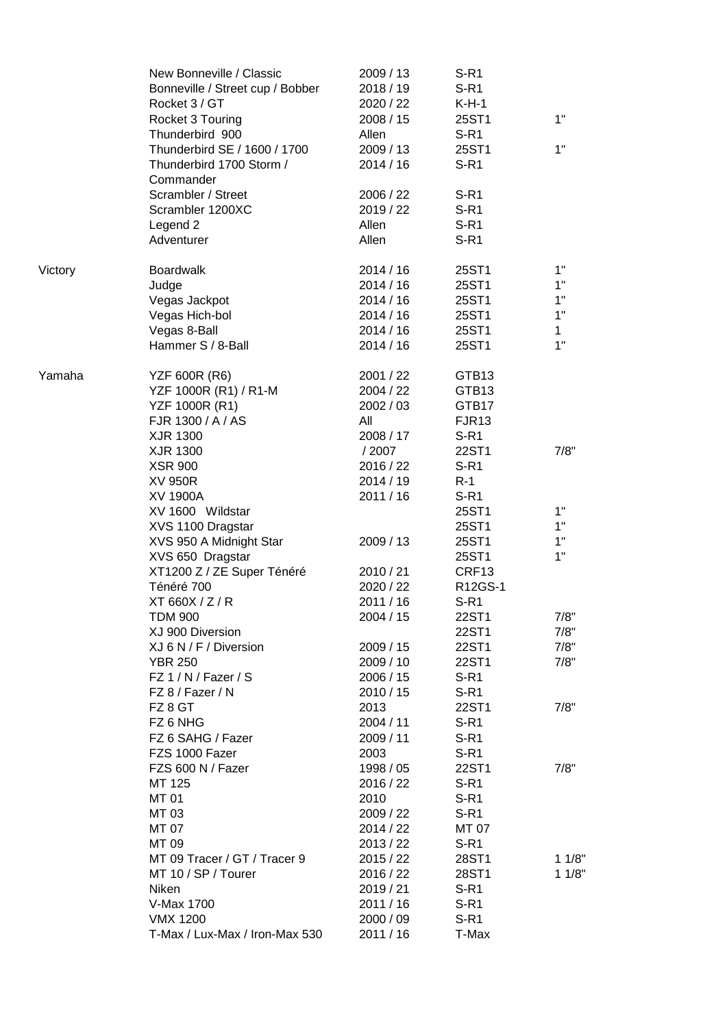| | | | | |
|---|---|---|---|---|
| | New Bonneville / Classic | 2009 / 13 | S-R1 | |
| | Bonneville / Street cup / Bobber | 2018 / 19 | S-R1 | |
| | Rocket 3 / GT | 2020 / 22 | K-H-1 | |
| | Rocket 3 Touring | 2008 / 15 | 25ST1 | 1" |
| | Thunderbird 900 | Allen | S-R1 | |
| | Thunderbird SE / 1600 / 1700 | 2009 / 13 | 25ST1 | 1" |
| | Thunderbird 1700 Storm / Commander | 2014 / 16 | S-R1 | |
| | Scrambler / Street | 2006 / 22 | S-R1 | |
| | Scrambler 1200XC | 2019 / 22 | S-R1 | |
| | Legend 2 | Allen | S-R1 | |
| | Adventurer | Allen | S-R1 | |
| | | | | |
| Victory | Boardwalk | 2014 / 16 | 25ST1 | 1" |
| | Judge | 2014 / 16 | 25ST1 | 1" |
| | Vegas Jackpot | 2014 / 16 | 25ST1 | 1" |
| | Vegas Hich-bol | 2014 / 16 | 25ST1 | 1" |
| | Vegas 8-Ball | 2014 / 16 | 25ST1 | 1 |
| | Hammer S / 8-Ball | 2014 / 16 | 25ST1 | 1" |
| | | | | |
| Yamaha | YZF 600R (R6) | 2001 / 22 | GTB13 | |
| | YZF 1000R (R1) / R1-M | 2004 / 22 | GTB13 | |
| | YZF 1000R (R1) | 2002 / 03 | GTB17 | |
| | FJR 1300 / A / AS | All | FJR13 | |
| | XJR 1300 | 2008 / 17 | S-R1 | |
| | XJR 1300 | / 2007 | 22ST1 | 7/8" |
| | XSR 900 | 2016 / 22 | S-R1 | |
| | XV 950R | 2014 / 19 | R-1 | |
| | XV 1900A | 2011 / 16 | S-R1 | |
| | XV 1600 Wildstar | | 25ST1 | 1" |
| | XVS 1100 Dragstar | | 25ST1 | 1" |
| | XVS 950 A Midnight Star | 2009 / 13 | 25ST1 | 1" |
| | XVS 650 Dragstar | | 25ST1 | 1" |
| | XT1200 Z / ZE Super Ténéré | 2010 / 21 | CRF13 | |
| | Ténéré 700 | 2020 / 22 | R12GS-1 | |
| | XT 660X / Z / R | 2011 / 16 | S-R1 | |
| | TDM 900 | 2004 / 15 | 22ST1 | 7/8" |
| | XJ 900 Diversion | | 22ST1 | 7/8" |
| | XJ 6 N / F / Diversion | 2009 / 15 | 22ST1 | 7/8" |
| | YBR 250 | 2009 / 10 | 22ST1 | 7/8" |
| | FZ 1 / N / Fazer / S | 2006 / 15 | S-R1 | |
| | FZ 8 / Fazer / N | 2010 / 15 | S-R1 | |
| | FZ 8 GT | 2013 | 22ST1 | 7/8" |
| | FZ 6 NHG | 2004 / 11 | S-R1 | |
| | FZ 6 SAHG / Fazer | 2009 / 11 | S-R1 | |
| | FZS 1000 Fazer | 2003 | S-R1 | |
| | FZS 600 N / Fazer | 1998 / 05 | 22ST1 | 7/8" |
| | MT 125 | 2016 / 22 | S-R1 | |
| | MT 01 | 2010 | S-R1 | |
| | MT 03 | 2009 / 22 | S-R1 | |
| | MT 07 | 2014 / 22 | MT 07 | |
| | MT 09 | 2013 / 22 | S-R1 | |
| | MT 09 Tracer / GT / Tracer 9 | 2015 / 22 | 28ST1 | 1 1/8" |
| | MT 10 / SP / Tourer | 2016 / 22 | 28ST1 | 1 1/8" |
| | Niken | 2019 / 21 | S-R1 | |
| | V-Max 1700 | 2011 / 16 | S-R1 | |
| | VMX 1200 | 2000 / 09 | S-R1 | |
| | T-Max / Lux-Max / Iron-Max 530 | 2011 / 16 | T-Max | |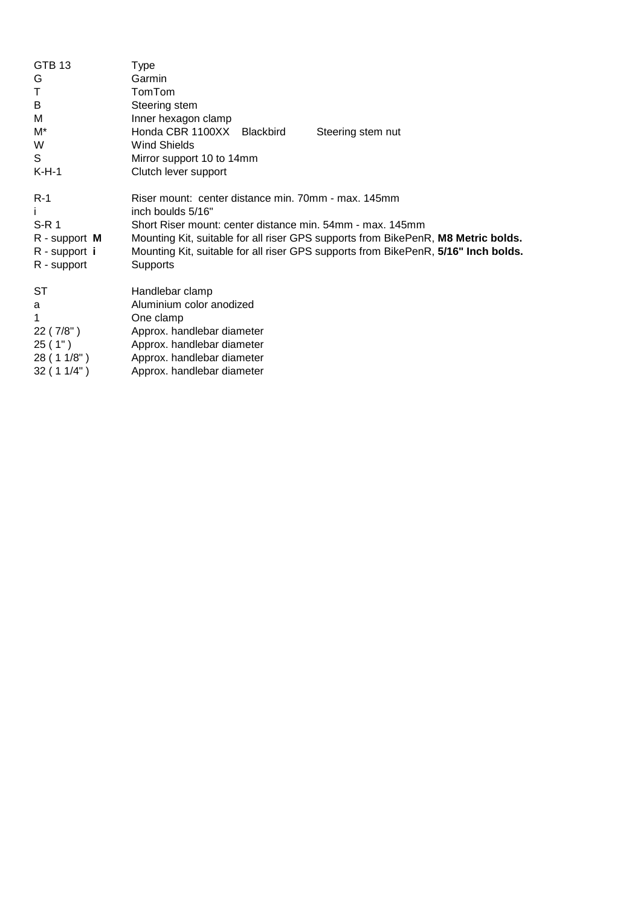| | | |
|---|---|---|
| GTB 13 | Type | |
| G | Garmin | |
| T | TomTom | |
| B | Steering stem | |
| M | Inner hexagon clamp | |
| M* | Honda CBR 1100XX Blackbird | Steering stem nut |
| W | Wind Shields | |
| S | Mirror support 10 to 14mm | |
| K-H-1 | Clutch lever support | |
| | | |
| R-1 | Riser mount: center distance min. 70mm - max. 145mm | |
| i | inch boulds 5/16" | |
| S-R 1 | Short Riser mount: center distance min. 54mm - max. 145mm | |
| R - support **M** | Mounting Kit, suitable for all riser GPS supports from BikePenR, **M8 Metric bolds.** | |
| R - support **i** | Mounting Kit, suitable for all riser GPS supports from BikePenR, **5/16" Inch bolds.** | |
| R - support | Supports | |
| | | |
| ST | Handlebar clamp | |
| a | Aluminium color anodized | |
| 1 | One clamp | |
| 22 ( 7/8" ) | Approx. handlebar diameter | |
| 25 ( 1" ) | Approx. handlebar diameter | |
| 28 ( 1 1/8" ) | Approx. handlebar diameter | |
| 32 ( 1 1/4" ) | Approx. handlebar diameter | |